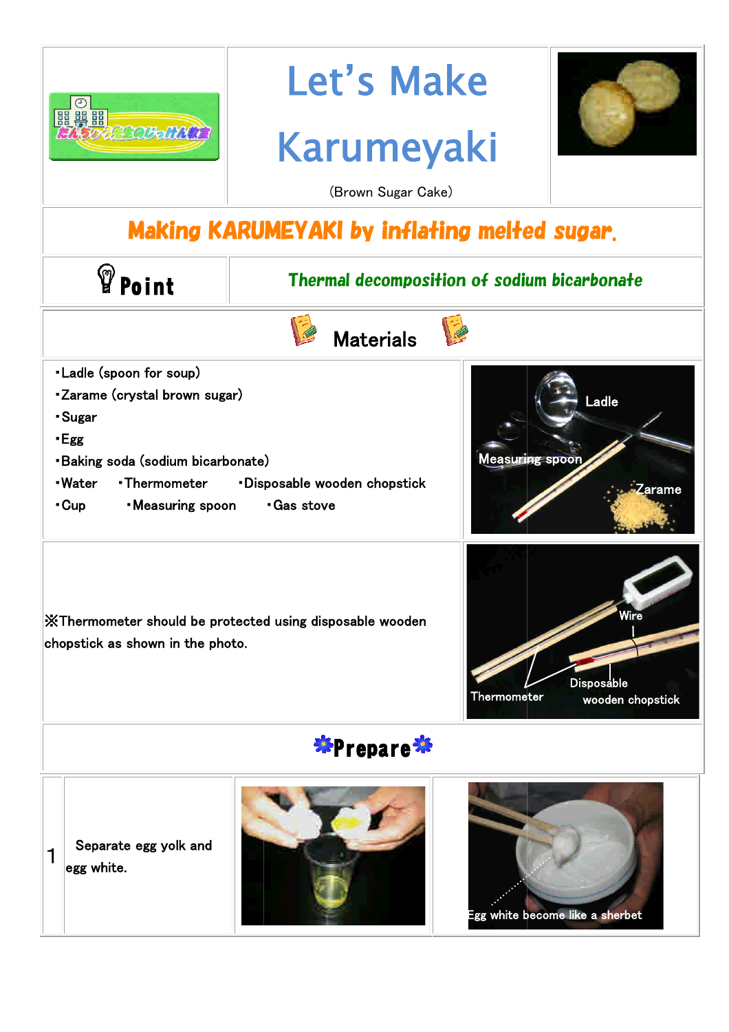# Let's Make Karumeyaki

(Brown Sugar Cake)

## Making KARUMEYAKI by inflating melted sugar.

**Point**: *Thermal decomposition of sodium bicarbonate*

## Materials

- ・Ladle (spoon for soup)
- ・Zarame (crystal brown sugar)
- ・Sugar
- ・Egg
- ・Baking soda (sodium bicarbonate)
- ・Water ・Thermometer ・Disposable wooden chopstick
- ・Cup ・Measuring spoon ・Gas stove

Ladle

Measuring spoon

Zarame

※Thermometer should be protected using disposable wooden chopstick as shown in the photo.

Wire

Thermometer

Disposable wooden chopstick

## Prepare

| | | |
|---|---|---|
| 1 | Separate egg yolk and egg white. | Egg white become like a sherbet |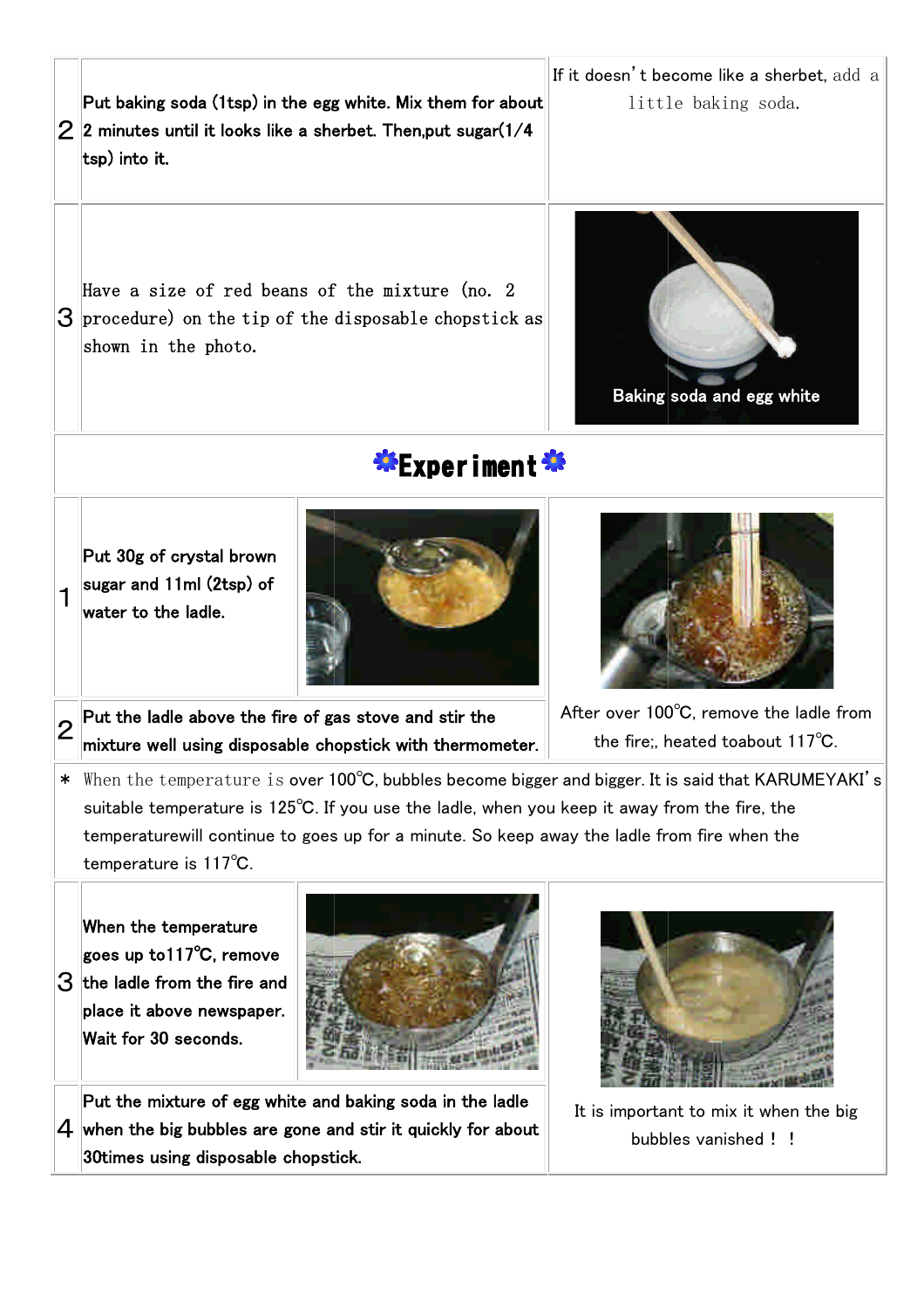| | | |
|---|---|---|
| 2 | Put baking soda (1tsp) in the egg white. Mix them for about 2 minutes until it looks like a sherbet. Then,put sugar(1/4 tsp) into it. | If it doesn't become like a sherbet, add a little baking soda. |
| 3 | Have a size of red beans of the mixture (no. 2 procedure) on the tip of the disposable chopstick as shown in the photo. | Baking soda and egg white |

## Experiment

| | | |
|---|---|---|
| 1 | Put 30g of crystal brown sugar and 11ml (2tsp) of water to the ladle. | |
| 2 | Put the ladle above the fire of gas stove and stir the mixture well using disposable chopstick with thermometer. | After over 100℃, remove the ladle from the fire;, heated toabout 117℃. |

＊ When the temperature is over 100℃, bubbles become bigger and bigger. It is said that KARUMEYAKI's suitable temperature is 125℃. If you use the ladle, when you keep it away from the fire, the temperaturewill continue to goes up for a minute. So keep away the ladle from fire when the temperature is 117℃.

| | | |
|---|---|---|
| 3 | When the temperature goes up to117℃, remove the ladle from the fire and place it above newspaper. Wait for 30 seconds. | |
| 4 | Put the mixture of egg white and baking soda in the ladle when the big bubbles are gone and stir it quickly for about 30times using disposable chopstick. | It is important to mix it when the big bubbles vanished！！ |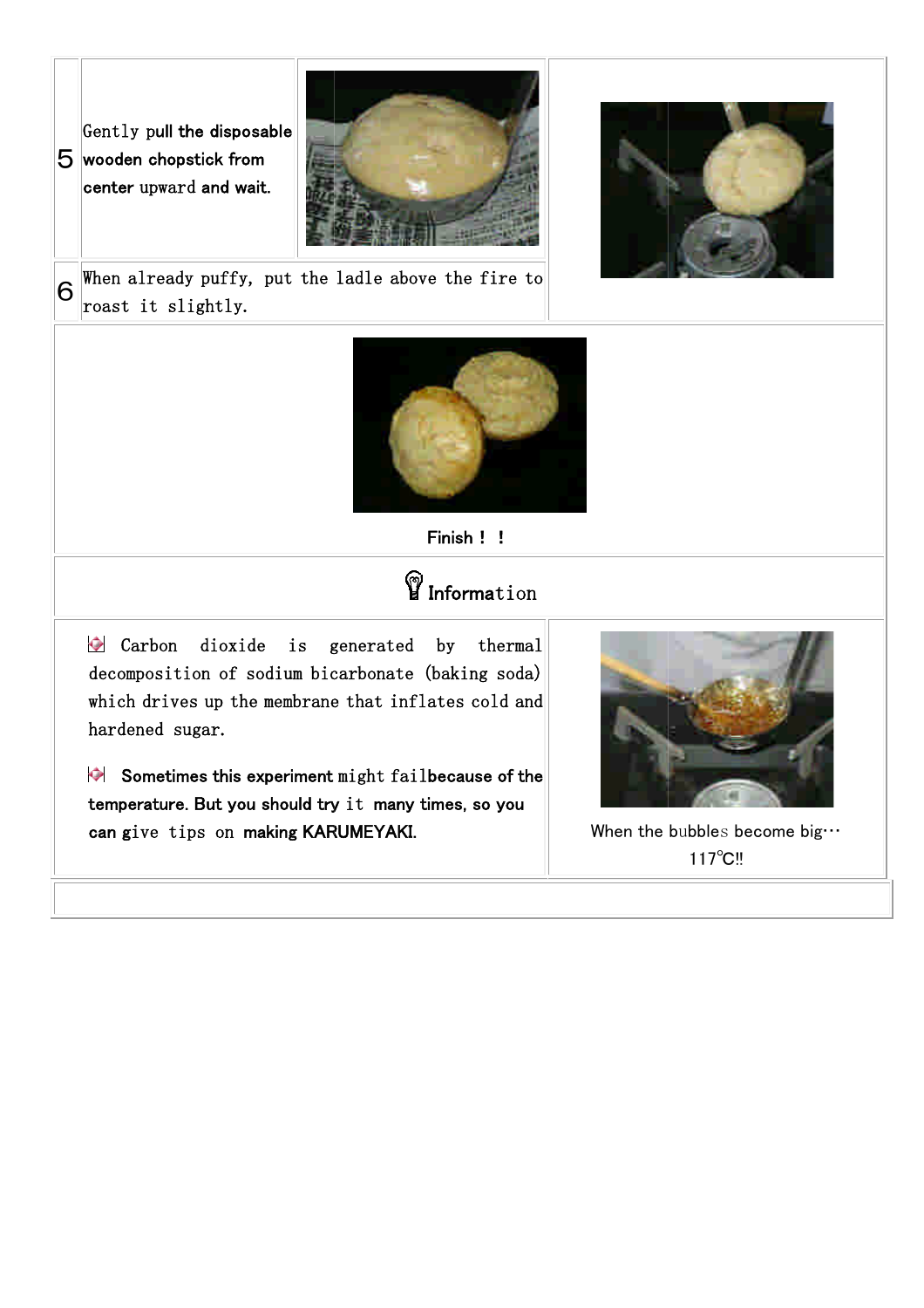| | | |
|---|---|---|
| 5 | Gently pull the disposable wooden chopstick from center upward and wait. | |
| 6 | When already puffy, put the ladle above the fire to roast it slightly. | |

Finish！！

## Information

- Carbon dioxide is generated by thermal decomposition of sodium bicarbonate (baking soda) which drives up the membrane that inflates cold and hardened sugar.
- Sometimes this experiment might failbecause of the temperature. But you should try it many times, so you can give tips on making KARUMEYAKI.

When the bubbles become big…
117℃!!